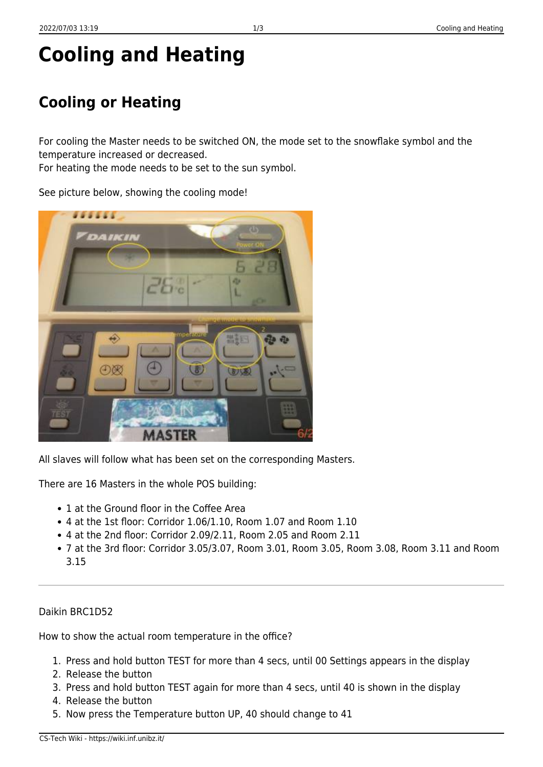# Cooling and Heating

## Cooling or Heating

For cooling the Master needs to be switched ON, the mode set to the snowflake symbol and the temperature increased or decreased.
For heating the mode needs to be set to the sun symbol.

See picture below, showing the cooling mode!

All slaves will follow what has been set on the corresponding Masters.

There are 16 Masters in the whole POS building:

- 1 at the Ground floor in the Coffee Area
- 4 at the 1st floor: Corridor 1.06/1.10, Room 1.07 and Room 1.10
- 4 at the 2nd floor: Corridor 2.09/2.11, Room 2.05 and Room 2.11
- 7 at the 3rd floor: Corridor 3.05/3.07, Room 3.01, Room 3.05, Room 3.08, Room 3.11 and Room 3.15

---

Daikin BRC1D52

How to show the actual room temperature in the office?

1. Press and hold button TEST for more than 4 secs, until 00 Settings appears in the display
2. Release the button
3. Press and hold button TEST again for more than 4 secs, until 40 is shown in the display
4. Release the button
5. Now press the Temperature button UP, 40 should change to 41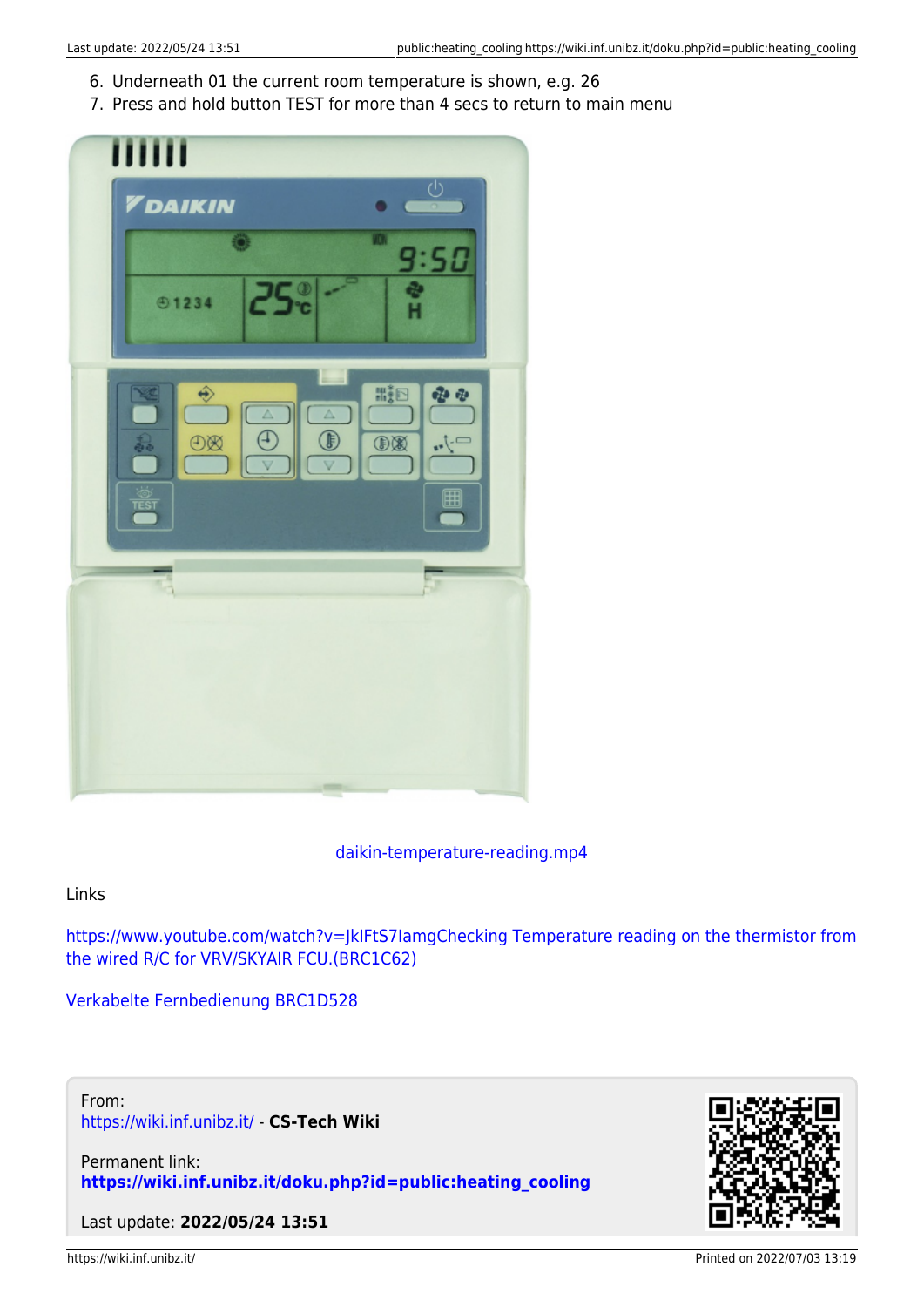6. Underneath 01 the current room temperature is shown, e.g. 26
7. Press and hold button TEST for more than 4 secs to return to main menu

daikin-temperature-reading.mp4

Links

https://www.youtube.com/watch?v=JkIFtS7IamgChecking Temperature reading on the thermistor from the wired R/C for VRV/SKYAIR FCU.(BRC1C62)

Verkabelte Fernbedienung BRC1D528

From:
https://wiki.inf.unibz.it/ - **CS-Tech Wiki**

Permanent link:
**https://wiki.inf.unibz.it/doku.php?id=public:heating_cooling**

Last update: **2022/05/24 13:51**